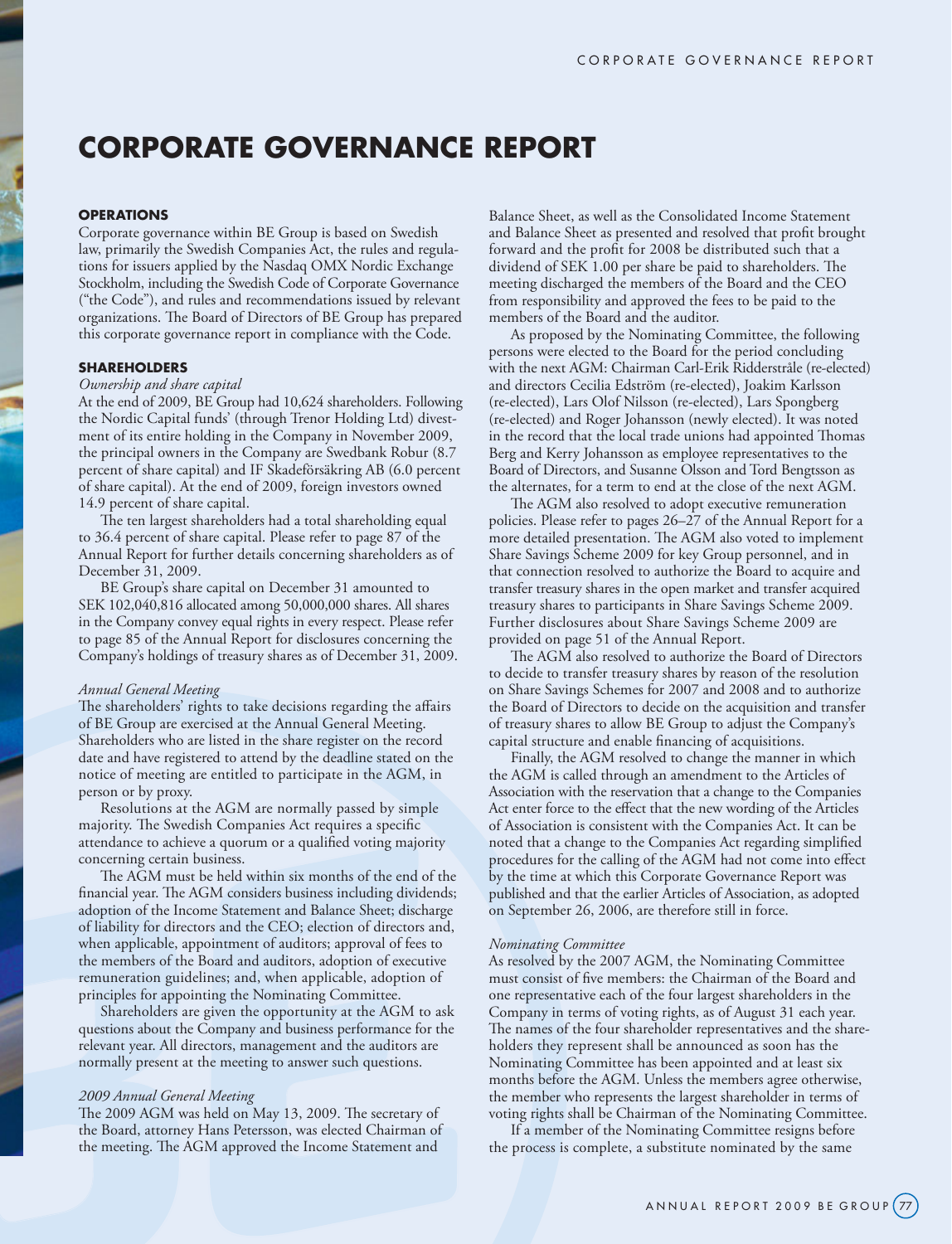# CORPORATE GOVERNANCE REPORT

### OPERATIONS

Corporate governance within BE Group is based on Swedish law, primarily the Swedish Companies Act, the rules and regulations for issuers applied by the Nasdaq OMX Nordic Exchange Stockholm, including the Swedish Code of Corporate Governance ("the Code"), and rules and recommendations issued by relevant organizations. The Board of Directors of BE Group has prepared this corporate governance report in compliance with the Code.

### SHAREHOLDERS

*Ownership and share capital*

At the end of 2009, BE Group had 10,624 shareholders. Following the Nordic Capital funds' (through Trenor Holding Ltd) divestment of its entire holding in the Company in November 2009, the principal owners in the Company are Swedbank Robur (8.7 percent of share capital) and IF Skadeförsäkring AB (6.0 percent of share capital). At the end of 2009, foreign investors owned 14.9 percent of share capital.

The ten largest shareholders had a total shareholding equal to 36.4 percent of share capital. Please refer to page 87 of the Annual Report for further details concerning shareholders as of December 31, 2009.

BE Group's share capital on December 31 amounted to SEK 102,040,816 allocated among 50,000,000 shares. All shares in the Company convey equal rights in every respect. Please refer to page 85 of the Annual Report for disclosures concerning the Company's holdings of treasury shares as of December 31, 2009.

*Annual General Meeting*

The shareholders' rights to take decisions regarding the affairs of BE Group are exercised at the Annual General Meeting. Shareholders who are listed in the share register on the record date and have registered to attend by the deadline stated on the notice of meeting are entitled to participate in the AGM, in person or by proxy.

Resolutions at the AGM are normally passed by simple majority. The Swedish Companies Act requires a specific attendance to achieve a quorum or a qualified voting majority concerning certain business.

The AGM must be held within six months of the end of the financial year. The AGM considers business including dividends; adoption of the Income Statement and Balance Sheet; discharge of liability for directors and the CEO; election of directors and, when applicable, appointment of auditors; approval of fees to the members of the Board and auditors, adoption of executive remuneration guidelines; and, when applicable, adoption of principles for appointing the Nominating Committee.

Shareholders are given the opportunity at the AGM to ask questions about the Company and business performance for the relevant year. All directors, management and the auditors are normally present at the meeting to answer such questions.

*2009 Annual General Meeting*

The 2009 AGM was held on May 13, 2009. The secretary of the Board, attorney Hans Petersson, was elected Chairman of the meeting. The AGM approved the Income Statement and Balance Sheet, as well as the Consolidated Income Statement and Balance Sheet as presented and resolved that profit brought forward and the profit for 2008 be distributed such that a dividend of SEK 1.00 per share be paid to shareholders. The meeting discharged the members of the Board and the CEO from responsibility and approved the fees to be paid to the members of the Board and the auditor.

As proposed by the Nominating Committee, the following persons were elected to the Board for the period concluding with the next AGM: Chairman Carl-Erik Ridderstråle (re-elected) and directors Cecilia Edström (re-elected), Joakim Karlsson (re-elected), Lars Olof Nilsson (re-elected), Lars Spongberg (re-elected) and Roger Johansson (newly elected). It was noted in the record that the local trade unions had appointed Thomas Berg and Kerry Johansson as employee representatives to the Board of Directors, and Susanne Olsson and Tord Bengtsson as the alternates, for a term to end at the close of the next AGM.

The AGM also resolved to adopt executive remuneration policies. Please refer to pages 26–27 of the Annual Report for a more detailed presentation. The AGM also voted to implement Share Savings Scheme 2009 for key Group personnel, and in that connection resolved to authorize the Board to acquire and transfer treasury shares in the open market and transfer acquired treasury shares to participants in Share Savings Scheme 2009. Further disclosures about Share Savings Scheme 2009 are provided on page 51 of the Annual Report.

The AGM also resolved to authorize the Board of Directors to decide to transfer treasury shares by reason of the resolution on Share Savings Schemes for 2007 and 2008 and to authorize the Board of Directors to decide on the acquisition and transfer of treasury shares to allow BE Group to adjust the Company's capital structure and enable financing of acquisitions.

Finally, the AGM resolved to change the manner in which the AGM is called through an amendment to the Articles of Association with the reservation that a change to the Companies Act enter force to the effect that the new wording of the Articles of Association is consistent with the Companies Act. It can be noted that a change to the Companies Act regarding simplified procedures for the calling of the AGM had not come into effect by the time at which this Corporate Governance Report was published and that the earlier Articles of Association, as adopted on September 26, 2006, are therefore still in force.

*Nominating Committee*

As resolved by the 2007 AGM, the Nominating Committee must consist of five members: the Chairman of the Board and one representative each of the four largest shareholders in the Company in terms of voting rights, as of August 31 each year. The names of the four shareholder representatives and the shareholders they represent shall be announced as soon has the Nominating Committee has been appointed and at least six months before the AGM. Unless the members agree otherwise, the member who represents the largest shareholder in terms of voting rights shall be Chairman of the Nominating Committee.

If a member of the Nominating Committee resigns before the process is complete, a substitute nominated by the same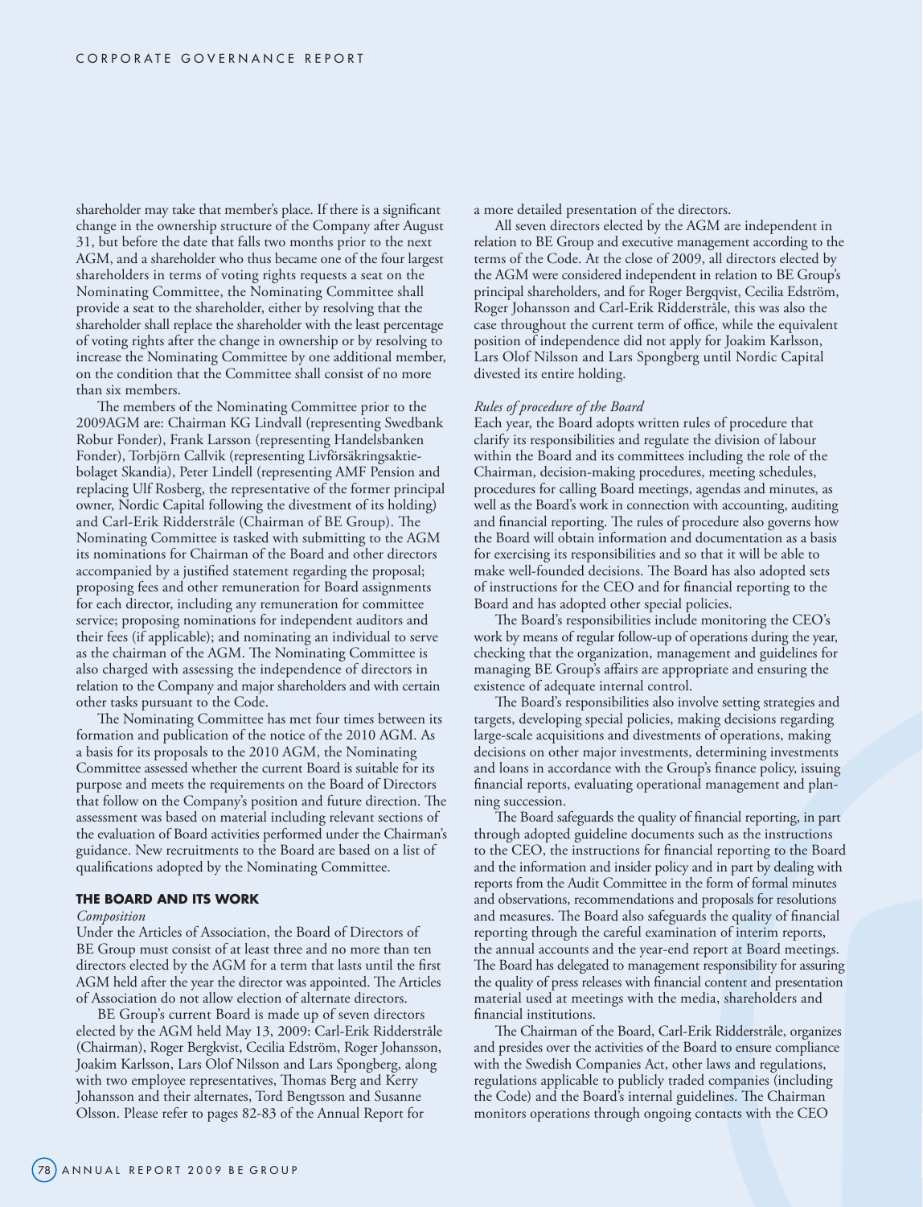shareholder may take that member's place. If there is a significant change in the ownership structure of the Company after August 31, but before the date that falls two months prior to the next AGM, and a shareholder who thus became one of the four largest shareholders in terms of voting rights requests a seat on the Nominating Committee, the Nominating Committee shall provide a seat to the shareholder, either by resolving that the shareholder shall replace the shareholder with the least percentage of voting rights after the change in ownership or by resolving to increase the Nominating Committee by one additional member, on the condition that the Committee shall consist of no more than six members.

The members of the Nominating Committee prior to the 2009AGM are: Chairman KG Lindvall (representing Swedbank Robur Fonder), Frank Larsson (representing Handelsbanken Fonder), Torbjörn Callvik (representing Livförsäkringsaktiebolaget Skandia), Peter Lindell (representing AMF Pension and replacing Ulf Rosberg, the representative of the former principal owner, Nordic Capital following the divestment of its holding) and Carl-Erik Ridderstråle (Chairman of BE Group). The Nominating Committee is tasked with submitting to the AGM its nominations for Chairman of the Board and other directors accompanied by a justified statement regarding the proposal; proposing fees and other remuneration for Board assignments for each director, including any remuneration for committee service; proposing nominations for independent auditors and their fees (if applicable); and nominating an individual to serve as the chairman of the AGM. The Nominating Committee is also charged with assessing the independence of directors in relation to the Company and major shareholders and with certain other tasks pursuant to the Code.

The Nominating Committee has met four times between its formation and publication of the notice of the 2010 AGM. As a basis for its proposals to the 2010 AGM, the Nominating Committee assessed whether the current Board is suitable for its purpose and meets the requirements on the Board of Directors that follow on the Company's position and future direction. The assessment was based on material including relevant sections of the evaluation of Board activities performed under the Chairman's guidance. New recruitments to the Board are based on a list of qualifications adopted by the Nominating Committee.

## THE BOARD AND ITS WORK

*Composition*

Under the Articles of Association, the Board of Directors of BE Group must consist of at least three and no more than ten directors elected by the AGM for a term that lasts until the first AGM held after the year the director was appointed. The Articles of Association do not allow election of alternate directors.

BE Group's current Board is made up of seven directors elected by the AGM held May 13, 2009: Carl-Erik Ridderstråle (Chairman), Roger Bergkvist, Cecilia Edström, Roger Johansson, Joakim Karlsson, Lars Olof Nilsson and Lars Spongberg, along with two employee representatives, Thomas Berg and Kerry Johansson and their alternates, Tord Bengtsson and Susanne Olsson. Please refer to pages 82-83 of the Annual Report for a more detailed presentation of the directors.

All seven directors elected by the AGM are independent in relation to BE Group and executive management according to the terms of the Code. At the close of 2009, all directors elected by the AGM were considered independent in relation to BE Group's principal shareholders, and for Roger Bergqvist, Cecilia Edström, Roger Johansson and Carl-Erik Ridderstråle, this was also the case throughout the current term of office, while the equivalent position of independence did not apply for Joakim Karlsson, Lars Olof Nilsson and Lars Spongberg until Nordic Capital divested its entire holding.

*Rules of procedure of the Board*

Each year, the Board adopts written rules of procedure that clarify its responsibilities and regulate the division of labour within the Board and its committees including the role of the Chairman, decision-making procedures, meeting schedules, procedures for calling Board meetings, agendas and minutes, as well as the Board's work in connection with accounting, auditing and financial reporting. The rules of procedure also governs how the Board will obtain information and documentation as a basis for exercising its responsibilities and so that it will be able to make well-founded decisions. The Board has also adopted sets of instructions for the CEO and for financial reporting to the Board and has adopted other special policies.

The Board's responsibilities include monitoring the CEO's work by means of regular follow-up of operations during the year, checking that the organization, management and guidelines for managing BE Group's affairs are appropriate and ensuring the existence of adequate internal control.

The Board's responsibilities also involve setting strategies and targets, developing special policies, making decisions regarding large-scale acquisitions and divestments of operations, making decisions on other major investments, determining investments and loans in accordance with the Group's finance policy, issuing financial reports, evaluating operational management and planning succession.

The Board safeguards the quality of financial reporting, in part through adopted guideline documents such as the instructions to the CEO, the instructions for financial reporting to the Board and the information and insider policy and in part by dealing with reports from the Audit Committee in the form of formal minutes and observations, recommendations and proposals for resolutions and measures. The Board also safeguards the quality of financial reporting through the careful examination of interim reports, the annual accounts and the year-end report at Board meetings. The Board has delegated to management responsibility for assuring the quality of press releases with financial content and presentation material used at meetings with the media, shareholders and financial institutions.

The Chairman of the Board, Carl-Erik Ridderstråle, organizes and presides over the activities of the Board to ensure compliance with the Swedish Companies Act, other laws and regulations, regulations applicable to publicly traded companies (including the Code) and the Board's internal guidelines. The Chairman monitors operations through ongoing contacts with the CEO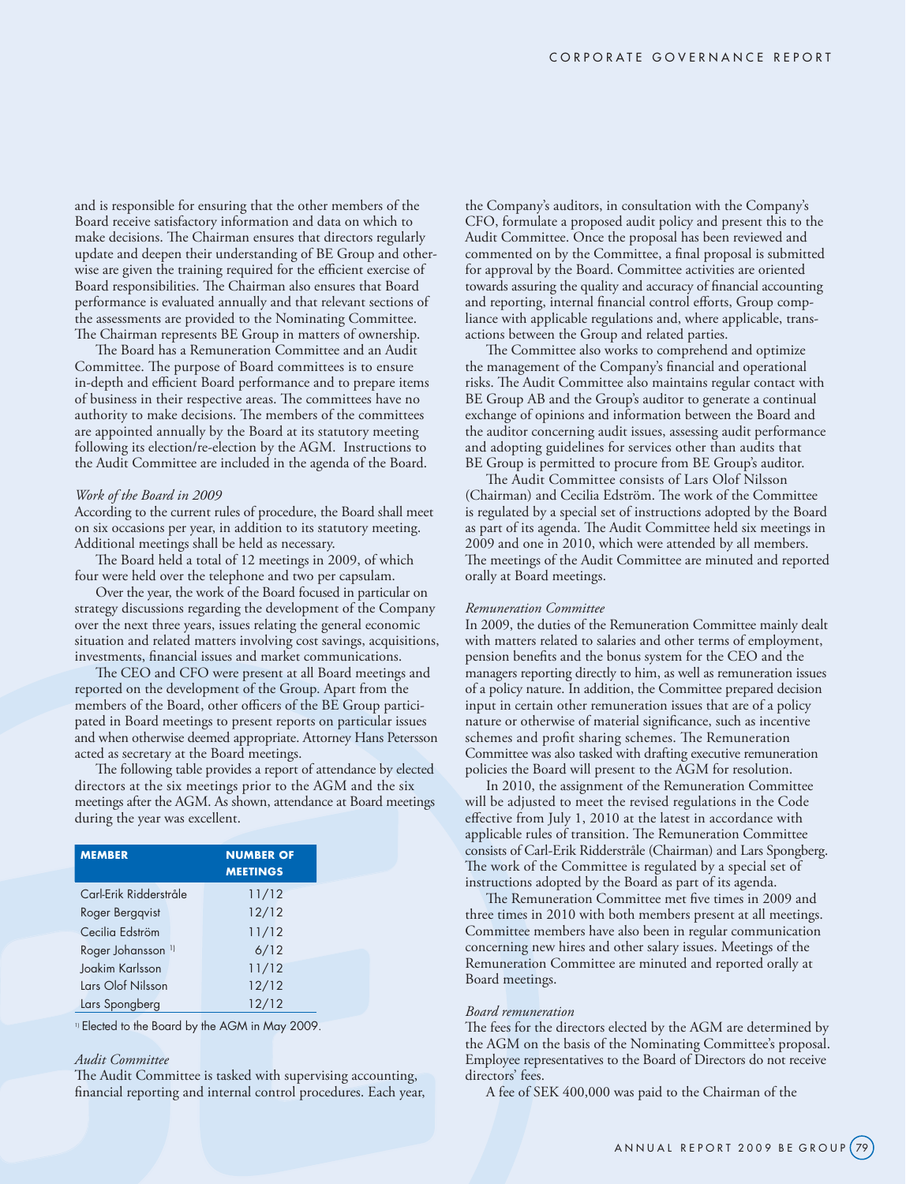and is responsible for ensuring that the other members of the Board receive satisfactory information and data on which to make decisions. The Chairman ensures that directors regularly update and deepen their understanding of BE Group and otherwise are given the training required for the efficient exercise of Board responsibilities. The Chairman also ensures that Board performance is evaluated annually and that relevant sections of the assessments are provided to the Nominating Committee. The Chairman represents BE Group in matters of ownership.

The Board has a Remuneration Committee and an Audit Committee. The purpose of Board committees is to ensure in-depth and efficient Board performance and to prepare items of business in their respective areas. The committees have no authority to make decisions. The members of the committees are appointed annually by the Board at its statutory meeting following its election/re-election by the AGM. Instructions to the Audit Committee are included in the agenda of the Board.

*Work of the Board in 2009*

According to the current rules of procedure, the Board shall meet on six occasions per year, in addition to its statutory meeting. Additional meetings shall be held as necessary.

The Board held a total of 12 meetings in 2009, of which four were held over the telephone and two per capsulam.

Over the year, the work of the Board focused in particular on strategy discussions regarding the development of the Company over the next three years, issues relating the general economic situation and related matters involving cost savings, acquisitions, investments, financial issues and market communications.

The CEO and CFO were present at all Board meetings and reported on the development of the Group. Apart from the members of the Board, other officers of the BE Group participated in Board meetings to present reports on particular issues and when otherwise deemed appropriate. Attorney Hans Petersson acted as secretary at the Board meetings.

The following table provides a report of attendance by elected directors at the six meetings prior to the AGM and the six meetings after the AGM. As shown, attendance at Board meetings during the year was excellent.

| MEMBER | NUMBER OF MEETINGS |
|---|---|
| Carl-Erik Ridderstråle | 11/12 |
| Roger Bergqvist | 12/12 |
| Cecilia Edström | 11/12 |
| Roger Johansson [1] | 6/12 |
| Joakim Karlsson | 11/12 |
| Lars Olof Nilsson | 12/12 |
| Lars Spongberg | 12/12 |

[1] Elected to the Board by the AGM in May 2009.

*Audit Committee*

The Audit Committee is tasked with supervising accounting, financial reporting and internal control procedures. Each year, the Company's auditors, in consultation with the Company's CFO, formulate a proposed audit policy and present this to the Audit Committee. Once the proposal has been reviewed and commented on by the Committee, a final proposal is submitted for approval by the Board. Committee activities are oriented towards assuring the quality and accuracy of financial accounting and reporting, internal financial control efforts, Group compliance with applicable regulations and, where applicable, transactions between the Group and related parties.

The Committee also works to comprehend and optimize the management of the Company's financial and operational risks. The Audit Committee also maintains regular contact with BE Group AB and the Group's auditor to generate a continual exchange of opinions and information between the Board and the auditor concerning audit issues, assessing audit performance and adopting guidelines for services other than audits that BE Group is permitted to procure from BE Group's auditor.

The Audit Committee consists of Lars Olof Nilsson (Chairman) and Cecilia Edström. The work of the Committee is regulated by a special set of instructions adopted by the Board as part of its agenda. The Audit Committee held six meetings in 2009 and one in 2010, which were attended by all members. The meetings of the Audit Committee are minuted and reported orally at Board meetings.

*Remuneration Committee*

In 2009, the duties of the Remuneration Committee mainly dealt with matters related to salaries and other terms of employment, pension benefits and the bonus system for the CEO and the managers reporting directly to him, as well as remuneration issues of a policy nature. In addition, the Committee prepared decision input in certain other remuneration issues that are of a policy nature or otherwise of material significance, such as incentive schemes and profit sharing schemes. The Remuneration Committee was also tasked with drafting executive remuneration policies the Board will present to the AGM for resolution.

In 2010, the assignment of the Remuneration Committee will be adjusted to meet the revised regulations in the Code effective from July 1, 2010 at the latest in accordance with applicable rules of transition. The Remuneration Committee consists of Carl-Erik Ridderstråle (Chairman) and Lars Spongberg. The work of the Committee is regulated by a special set of instructions adopted by the Board as part of its agenda.

The Remuneration Committee met five times in 2009 and three times in 2010 with both members present at all meetings. Committee members have also been in regular communication concerning new hires and other salary issues. Meetings of the Remuneration Committee are minuted and reported orally at Board meetings.

*Board remuneration*

The fees for the directors elected by the AGM are determined by the AGM on the basis of the Nominating Committee's proposal. Employee representatives to the Board of Directors do not receive directors' fees.

A fee of SEK 400,000 was paid to the Chairman of the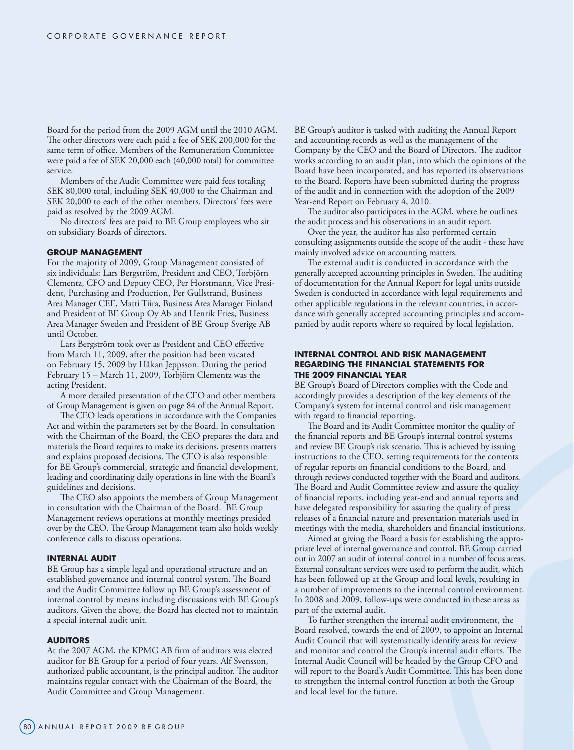Board for the period from the 2009 AGM until the 2010 AGM. The other directors were each paid a fee of SEK 200,000 for the same term of office. Members of the Remuneration Committee were paid a fee of SEK 20,000 each (40,000 total) for committee service.

Members of the Audit Committee were paid fees totaling SEK 80,000 total, including SEK 40,000 to the Chairman and SEK 20,000 to each of the other members. Directors' fees were paid as resolved by the 2009 AGM.

No directors' fees are paid to BE Group employees who sit on subsidiary Boards of directors.

## GROUP MANAGEMENT

For the majority of 2009, Group Management consisted of six individuals: Lars Bergström, President and CEO, Torbjörn Clementz, CFO and Deputy CEO, Per Horstmann, Vice President, Purchasing and Production, Per Gullstrand, Business Area Manager CEE, Matti Tiira, Business Area Manager Finland and President of BE Group Oy Ab and Henrik Fries, Business Area Manager Sweden and President of BE Group Sverige AB until October.

Lars Bergström took over as President and CEO effective from March 11, 2009, after the position had been vacated on February 15, 2009 by Håkan Jeppsson. During the period February 15 – March 11, 2009, Torbjörn Clementz was the acting President.

A more detailed presentation of the CEO and other members of Group Management is given on page 84 of the Annual Report.

The CEO leads operations in accordance with the Companies Act and within the parameters set by the Board. In consultation with the Chairman of the Board, the CEO prepares the data and materials the Board requires to make its decisions, presents matters and explains proposed decisions. The CEO is also responsible for BE Group's commercial, strategic and financial development, leading and coordinating daily operations in line with the Board's guidelines and decisions.

The CEO also appoints the members of Group Management in consultation with the Chairman of the Board. BE Group Management reviews operations at monthly meetings presided over by the CEO. The Group Management team also holds weekly conference calls to discuss operations.

## INTERNAL AUDIT

BE Group has a simple legal and operational structure and an established governance and internal control system. The Board and the Audit Committee follow up BE Group's assessment of internal control by means including discussions with BE Group's auditors. Given the above, the Board has elected not to maintain a special internal audit unit.

## AUDITORS

At the 2007 AGM, the KPMG AB firm of auditors was elected auditor for BE Group for a period of four years. Alf Svensson, authorized public accountant, is the principal auditor. The auditor maintains regular contact with the Chairman of the Board, the Audit Committee and Group Management.

BE Group's auditor is tasked with auditing the Annual Report and accounting records as well as the management of the Company by the CEO and the Board of Directors. The auditor works according to an audit plan, into which the opinions of the Board have been incorporated, and has reported its observations to the Board. Reports have been submitted during the progress of the audit and in connection with the adoption of the 2009 Year-end Report on February 4, 2010.

The auditor also participates in the AGM, where he outlines the audit process and his observations in an audit report.

Over the year, the auditor has also performed certain consulting assignments outside the scope of the audit - these have mainly involved advice on accounting matters.

The external audit is conducted in accordance with the generally accepted accounting principles in Sweden. The auditing of documentation for the Annual Report for legal units outside Sweden is conducted in accordance with legal requirements and other applicable regulations in the relevant countries, in accordance with generally accepted accounting principles and accompanied by audit reports where so required by local legislation.

## INTERNAL CONTROL AND RISK MANAGEMENT REGARDING THE FINANCIAL STATEMENTS FOR THE 2009 FINANCIAL YEAR

BE Group's Board of Directors complies with the Code and accordingly provides a description of the key elements of the Company's system for internal control and risk management with regard to financial reporting.

The Board and its Audit Committee monitor the quality of the financial reports and BE Group's internal control systems and review BE Group's risk scenario. This is achieved by issuing instructions to the CEO, setting requirements for the contents of regular reports on financial conditions to the Board, and through reviews conducted together with the Board and auditors. The Board and Audit Committee review and assure the quality of financial reports, including year-end and annual reports and have delegated responsibility for assuring the quality of press releases of a financial nature and presentation materials used in meetings with the media, shareholders and financial institutions.

Aimed at giving the Board a basis for establishing the appropriate level of internal governance and control, BE Group carried out in 2007 an audit of internal control in a number of focus areas. External consultant services were used to perform the audit, which has been followed up at the Group and local levels, resulting in a number of improvements to the internal control environment. In 2008 and 2009, follow-ups were conducted in these areas as part of the external audit.

To further strengthen the internal audit environment, the Board resolved, towards the end of 2009, to appoint an Internal Audit Council that will systematically identify areas for review and monitor and control the Group's internal audit efforts. The Internal Audit Council will be headed by the Group CFO and will report to the Board's Audit Committee. This has been done to strengthen the internal control function at both the Group and local level for the future.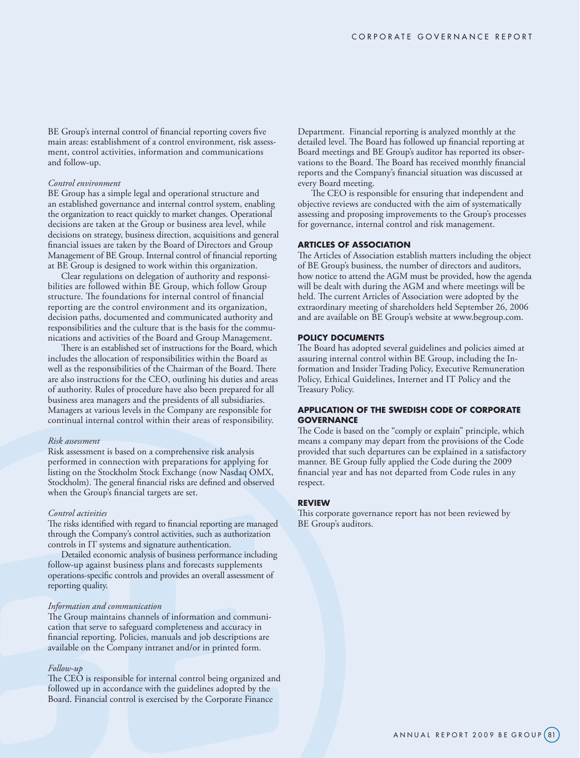BE Group's internal control of financial reporting covers five main areas: establishment of a control environment, risk assessment, control activities, information and communications and follow-up.

*Control environment*

BE Group has a simple legal and operational structure and an established governance and internal control system, enabling the organization to react quickly to market changes. Operational decisions are taken at the Group or business area level, while decisions on strategy, business direction, acquisitions and general financial issues are taken by the Board of Directors and Group Management of BE Group. Internal control of financial reporting at BE Group is designed to work within this organization.

Clear regulations on delegation of authority and responsibilities are followed within BE Group, which follow Group structure. The foundations for internal control of financial reporting are the control environment and its organization, decision paths, documented and communicated authority and responsibilities and the culture that is the basis for the communications and activities of the Board and Group Management.

There is an established set of instructions for the Board, which includes the allocation of responsibilities within the Board as well as the responsibilities of the Chairman of the Board. There are also instructions for the CEO, outlining his duties and areas of authority. Rules of procedure have also been prepared for all business area managers and the presidents of all subsidiaries. Managers at various levels in the Company are responsible for continual internal control within their areas of responsibility.

*Risk assessment*

Risk assessment is based on a comprehensive risk analysis performed in connection with preparations for applying for listing on the Stockholm Stock Exchange (now Nasdaq OMX, Stockholm). The general financial risks are defined and observed when the Group's financial targets are set.

*Control activities*

The risks identified with regard to financial reporting are managed through the Company's control activities, such as authorization controls in IT systems and signature authentication.

Detailed economic analysis of business performance including follow-up against business plans and forecasts supplements operations-specific controls and provides an overall assessment of reporting quality.

*Information and communication*

The Group maintains channels of information and communication that serve to safeguard completeness and accuracy in financial reporting. Policies, manuals and job descriptions are available on the Company intranet and/or in printed form.

*Follow-up*

The CEO is responsible for internal control being organized and followed up in accordance with the guidelines adopted by the Board. Financial control is exercised by the Corporate Finance Department. Financial reporting is analyzed monthly at the detailed level. The Board has followed up financial reporting at Board meetings and BE Group's auditor has reported its observations to the Board. The Board has received monthly financial reports and the Company's financial situation was discussed at every Board meeting.

The CEO is responsible for ensuring that independent and objective reviews are conducted with the aim of systematically assessing and proposing improvements to the Group's processes for governance, internal control and risk management.

## ARTICLES OF ASSOCIATION

The Articles of Association establish matters including the object of BE Group's business, the number of directors and auditors, how notice to attend the AGM must be provided, how the agenda will be dealt with during the AGM and where meetings will be held. The current Articles of Association were adopted by the extraordinary meeting of shareholders held September 26, 2006 and are available on BE Group's website at www.begroup.com.

## POLICY DOCUMENTS

The Board has adopted several guidelines and policies aimed at assuring internal control within BE Group, including the Information and Insider Trading Policy, Executive Remuneration Policy, Ethical Guidelines, Internet and IT Policy and the Treasury Policy.

## APPLICATION OF THE SWEDISH CODE OF CORPORATE GOVERNANCE

The Code is based on the "comply or explain" principle, which means a company may depart from the provisions of the Code provided that such departures can be explained in a satisfactory manner. BE Group fully applied the Code during the 2009 financial year and has not departed from Code rules in any respect.

## REVIEW

This corporate governance report has not been reviewed by BE Group's auditors.